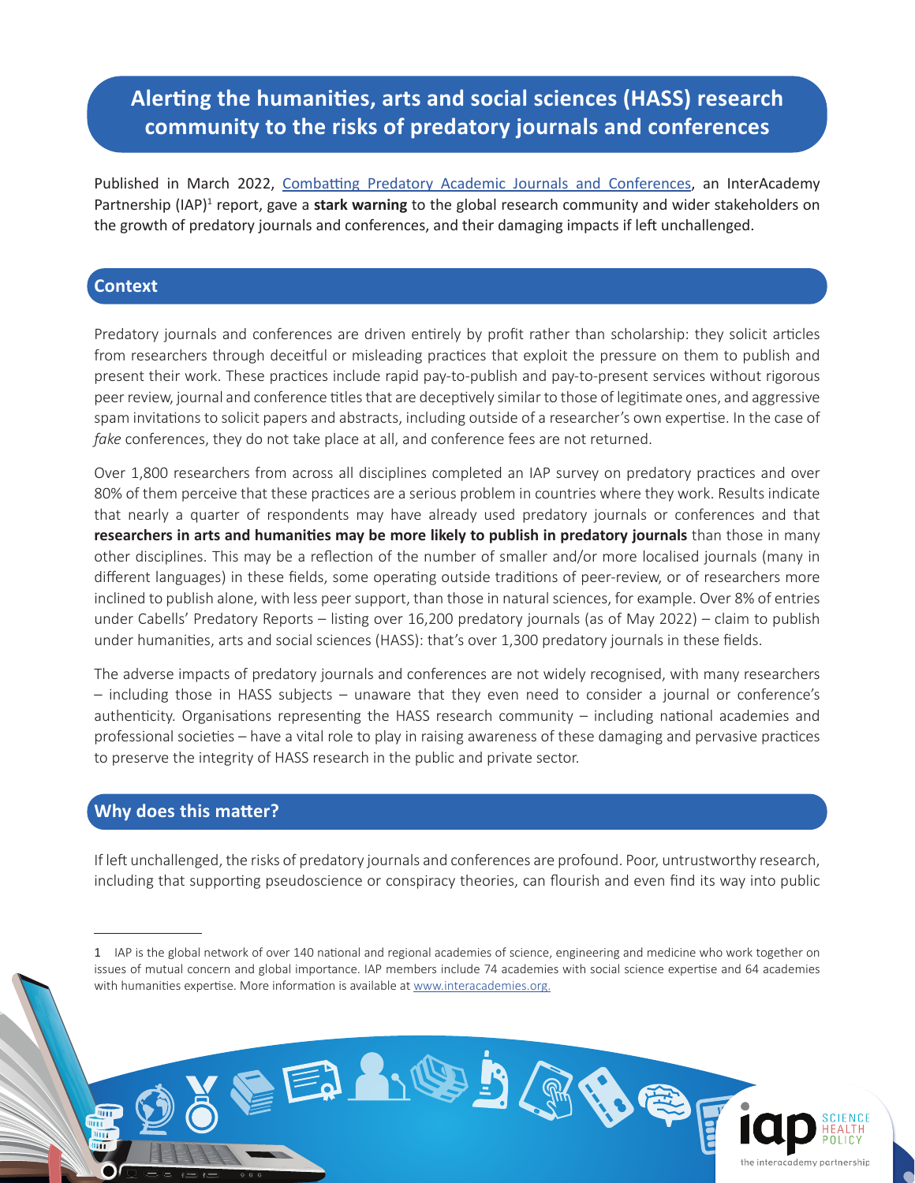# Alerting the humanities, arts and social sciences (HASS) research community to the risks of predatory journals and conferences

Published in March 2022, Combatting Predatory Academic Journals and Conferences, an InterAcademy Partnership (IAP)[1] report, gave a **stark warning** to the global research community and wider stakeholders on the growth of predatory journals and conferences, and their damaging impacts if left unchallenged.

## Context

Predatory journals and conferences are driven entirely by profit rather than scholarship: they solicit articles from researchers through deceitful or misleading practices that exploit the pressure on them to publish and present their work. These practices include rapid pay-to-publish and pay-to-present services without rigorous peer review, journal and conference titles that are deceptively similar to those of legitimate ones, and aggressive spam invitations to solicit papers and abstracts, including outside of a researcher's own expertise. In the case of *fake* conferences, they do not take place at all, and conference fees are not returned.

Over 1,800 researchers from across all disciplines completed an IAP survey on predatory practices and over 80% of them perceive that these practices are a serious problem in countries where they work. Results indicate that nearly a quarter of respondents may have already used predatory journals or conferences and that **researchers in arts and humanities may be more likely to publish in predatory journals** than those in many other disciplines. This may be a reflection of the number of smaller and/or more localised journals (many in different languages) in these fields, some operating outside traditions of peer-review, or of researchers more inclined to publish alone, with less peer support, than those in natural sciences, for example. Over 8% of entries under Cabells' Predatory Reports – listing over 16,200 predatory journals (as of May 2022) – claim to publish under humanities, arts and social sciences (HASS): that's over 1,300 predatory journals in these fields.

The adverse impacts of predatory journals and conferences are not widely recognised, with many researchers – including those in HASS subjects – unaware that they even need to consider a journal or conference's authenticity. Organisations representing the HASS research community – including national academies and professional societies – have a vital role to play in raising awareness of these damaging and pervasive practices to preserve the integrity of HASS research in the public and private sector.

## Why does this matter?

If left unchallenged, the risks of predatory journals and conferences are profound. Poor, untrustworthy research, including that supporting pseudoscience or conspiracy theories, can flourish and even find its way into public

---

[1] IAP is the global network of over 140 national and regional academies of science, engineering and medicine who work together on issues of mutual concern and global importance. IAP members include 74 academies with social science expertise and 64 academies with humanities expertise. More information is available at www.interacademies.org.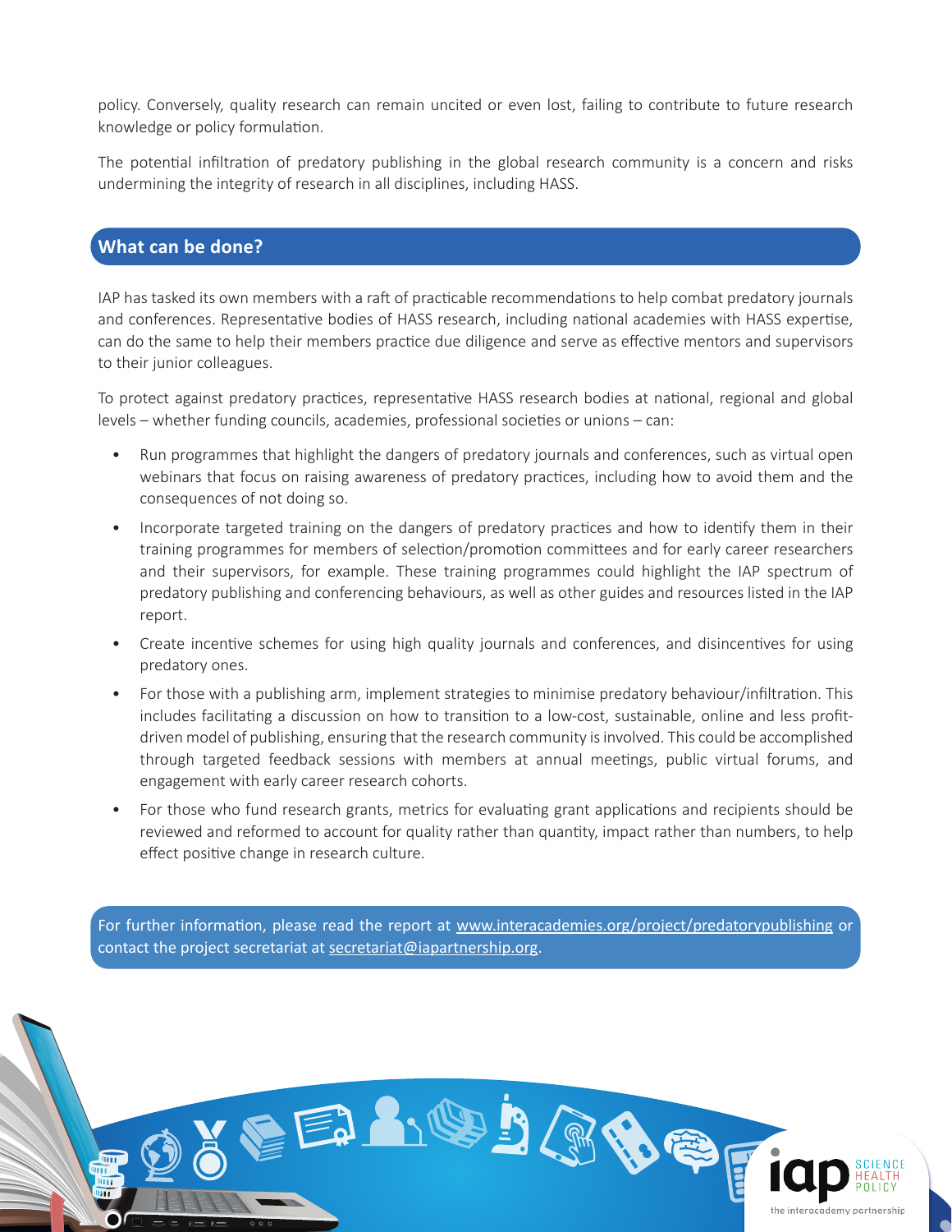policy. Conversely, quality research can remain uncited or even lost, failing to contribute to future research knowledge or policy formulation.

The potential infiltration of predatory publishing in the global research community is a concern and risks undermining the integrity of research in all disciplines, including HASS.

## What can be done?

IAP has tasked its own members with a raft of practicable recommendations to help combat predatory journals and conferences. Representative bodies of HASS research, including national academies with HASS expertise, can do the same to help their members practice due diligence and serve as effective mentors and supervisors to their junior colleagues.

To protect against predatory practices, representative HASS research bodies at national, regional and global levels – whether funding councils, academies, professional societies or unions – can:

- Run programmes that highlight the dangers of predatory journals and conferences, such as virtual open webinars that focus on raising awareness of predatory practices, including how to avoid them and the consequences of not doing so.
- Incorporate targeted training on the dangers of predatory practices and how to identify them in their training programmes for members of selection/promotion committees and for early career researchers and their supervisors, for example. These training programmes could highlight the IAP spectrum of predatory publishing and conferencing behaviours, as well as other guides and resources listed in the IAP report.
- Create incentive schemes for using high quality journals and conferences, and disincentives for using predatory ones.
- For those with a publishing arm, implement strategies to minimise predatory behaviour/infiltration. This includes facilitating a discussion on how to transition to a low-cost, sustainable, online and less profit-driven model of publishing, ensuring that the research community is involved. This could be accomplished through targeted feedback sessions with members at annual meetings, public virtual forums, and engagement with early career research cohorts.
- For those who fund research grants, metrics for evaluating grant applications and recipients should be reviewed and reformed to account for quality rather than quantity, impact rather than numbers, to help effect positive change in research culture.

For further information, please read the report at www.interacademies.org/project/predatorypublishing or contact the project secretariat at secretariat@iapartnership.org.

iap SCIENCE HEALTH POLICY
the interacademy partnership